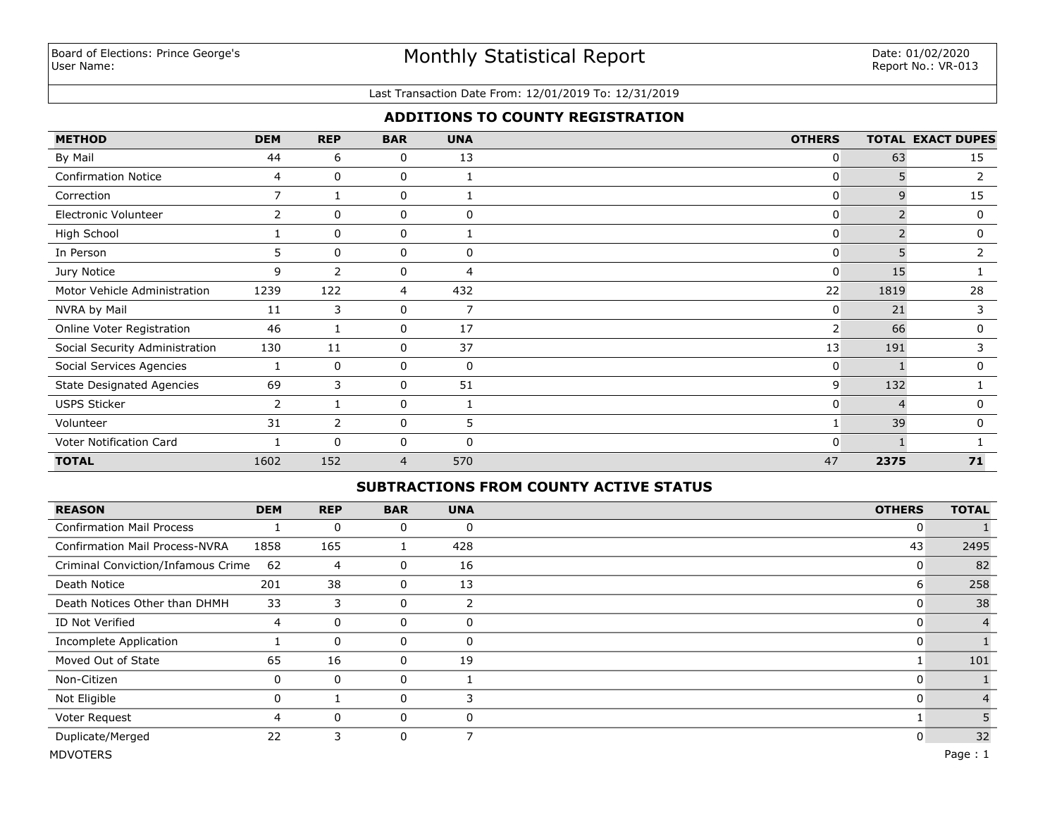Board of Elections: Prince George's
User Name:

# Monthly Statistical Report

Date: 01/02/2020
Report No.: VR-013

Last Transaction Date From: 12/01/2019 To: 12/31/2019

## ADDITIONS TO COUNTY REGISTRATION

| METHOD | DEM | REP | BAR | UNA | OTHERS | TOTAL | EXACT DUPES |
|---|---|---|---|---|---|---|---|
| By Mail | 44 | 6 | 0 | 13 | 0 | 63 | 15 |
| Confirmation Notice | 4 | 0 | 0 | 1 | 0 | 5 | 2 |
| Correction | 7 | 1 | 0 | 1 | 0 | 9 | 15 |
| Electronic Volunteer | 2 | 0 | 0 | 0 | 0 | 2 | 0 |
| High School | 1 | 0 | 0 | 1 | 0 | 2 | 0 |
| In Person | 5 | 0 | 0 | 0 | 0 | 5 | 2 |
| Jury Notice | 9 | 2 | 0 | 4 | 0 | 15 | 1 |
| Motor Vehicle Administration | 1239 | 122 | 4 | 432 | 22 | 1819 | 28 |
| NVRA by Mail | 11 | 3 | 0 | 7 | 0 | 21 | 3 |
| Online Voter Registration | 46 | 1 | 0 | 17 | 2 | 66 | 0 |
| Social Security Administration | 130 | 11 | 0 | 37 | 13 | 191 | 3 |
| Social Services Agencies | 1 | 0 | 0 | 0 | 0 | 1 | 0 |
| State Designated Agencies | 69 | 3 | 0 | 51 | 9 | 132 | 1 |
| USPS Sticker | 2 | 1 | 0 | 1 | 0 | 4 | 0 |
| Volunteer | 31 | 2 | 0 | 5 | 1 | 39 | 0 |
| Voter Notification Card | 1 | 0 | 0 | 0 | 0 | 1 | 1 |
| **TOTAL** | 1602 | 152 | 4 | 570 | 47 | **2375** | **71** |

## SUBTRACTIONS FROM COUNTY ACTIVE STATUS

| REASON | DEM | REP | BAR | UNA | OTHERS | TOTAL |
|---|---|---|---|---|---|---|
| Confirmation Mail Process | 1 | 0 | 0 | 0 | 0 | 1 |
| Confirmation Mail Process-NVRA | 1858 | 165 | 1 | 428 | 43 | 2495 |
| Criminal Conviction/Infamous Crime | 62 | 4 | 0 | 16 | 0 | 82 |
| Death Notice | 201 | 38 | 0 | 13 | 6 | 258 |
| Death Notices Other than DHMH | 33 | 3 | 0 | 2 | 0 | 38 |
| ID Not Verified | 4 | 0 | 0 | 0 | 0 | 4 |
| Incomplete Application | 1 | 0 | 0 | 0 | 0 | 1 |
| Moved Out of State | 65 | 16 | 0 | 19 | 1 | 101 |
| Non-Citizen | 0 | 0 | 0 | 1 | 0 | 1 |
| Not Eligible | 0 | 1 | 0 | 3 | 0 | 4 |
| Voter Request | 4 | 0 | 0 | 0 | 1 | 5 |
| Duplicate/Merged | 22 | 3 | 0 | 7 | 0 | 32 |

MDVOTERS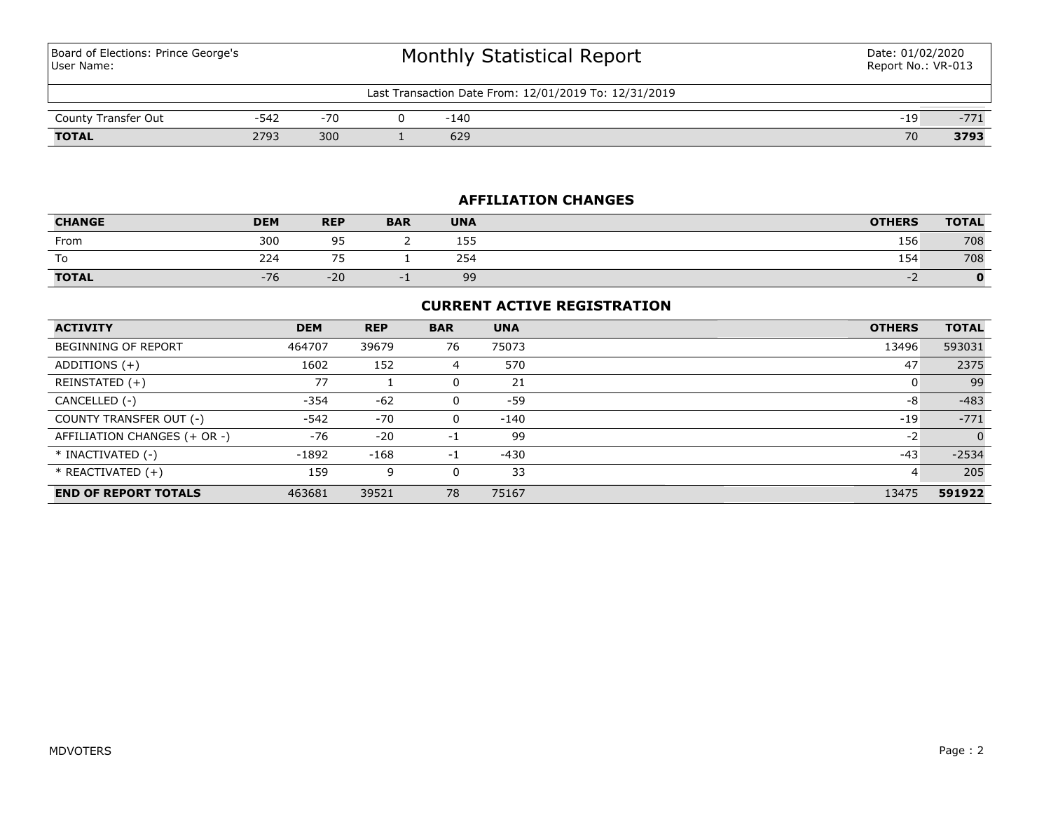Board of Elections: Prince George's
User Name:

# Monthly Statistical Report

Date: 01/02/2020
Report No.: VR-013

Last Transaction Date From: 12/01/2019 To: 12/31/2019

| | DEM | REP | BAR | UNA | OTHERS | TOTAL |
|---|---|---|---|---|---|---|
| County Transfer Out | -542 | -70 | 0 | -140 | -19 | -771 |
| **TOTAL** | 2793 | 300 | 1 | 629 | 70 | **3793** |

## AFFILIATION CHANGES

| CHANGE | DEM | REP | BAR | UNA | OTHERS | TOTAL |
|---|---|---|---|---|---|---|
| From | 300 | 95 | 2 | 155 | 156 | 708 |
| To | 224 | 75 | 1 | 254 | 154 | 708 |
| **TOTAL** | -76 | -20 | -1 | 99 | -2 | **0** |

## CURRENT ACTIVE REGISTRATION

| ACTIVITY | DEM | REP | BAR | UNA | OTHERS | TOTAL |
|---|---|---|---|---|---|---|
| BEGINNING OF REPORT | 464707 | 39679 | 76 | 75073 | 13496 | 593031 |
| ADDITIONS (+) | 1602 | 152 | 4 | 570 | 47 | 2375 |
| REINSTATED (+) | 77 | 1 | 0 | 21 | 0 | 99 |
| CANCELLED (-) | -354 | -62 | 0 | -59 | -8 | -483 |
| COUNTY TRANSFER OUT (-) | -542 | -70 | 0 | -140 | -19 | -771 |
| AFFILIATION CHANGES (+ OR -) | -76 | -20 | -1 | 99 | -2 | 0 |
| * INACTIVATED (-) | -1892 | -168 | -1 | -430 | -43 | -2534 |
| * REACTIVATED (+) | 159 | 9 | 0 | 33 | 4 | 205 |
| **END OF REPORT TOTALS** | 463681 | 39521 | 78 | 75167 | 13475 | **591922** |

MDVOTERS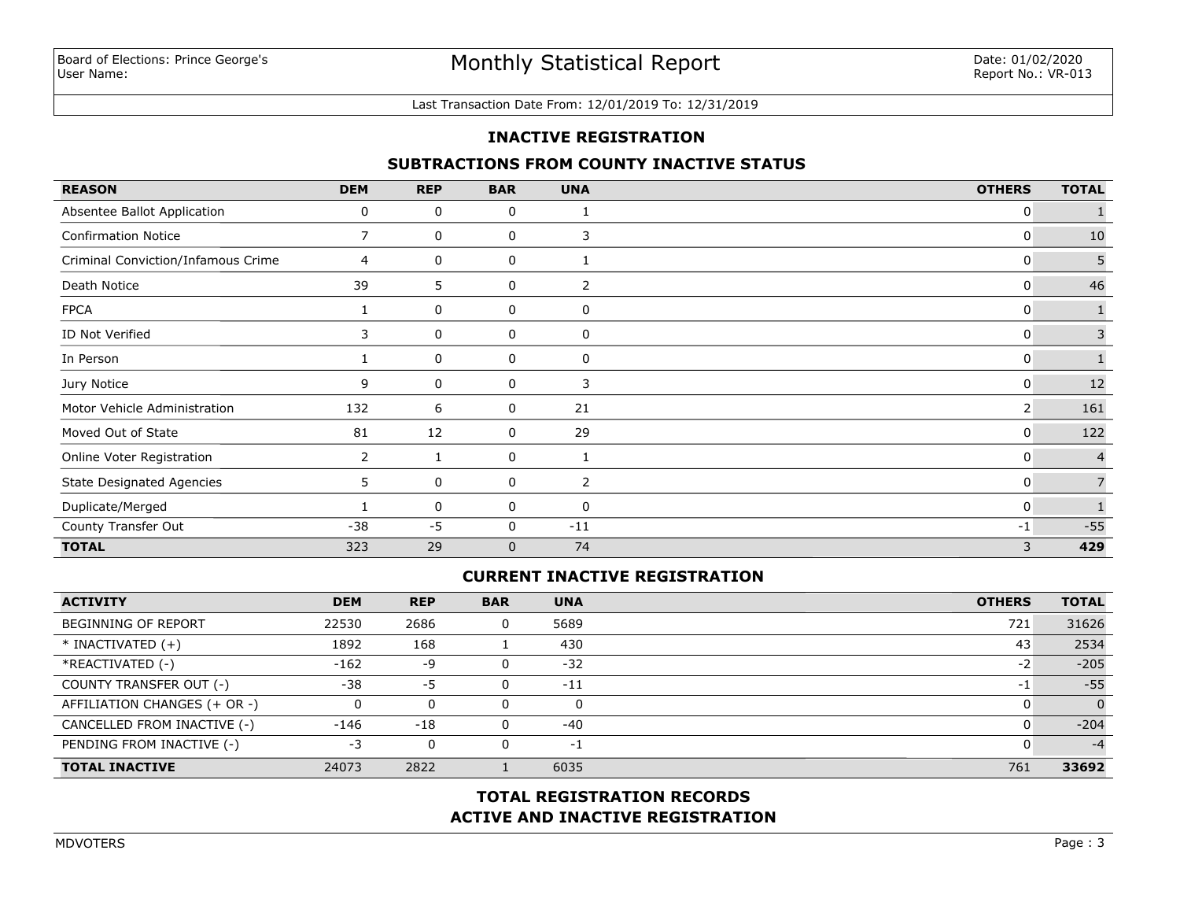Board of Elections: Prince George's
User Name:

# Monthly Statistical Report

Date: 01/02/2020
Report No.: VR-013

Last Transaction Date From: 12/01/2019 To: 12/31/2019

## INACTIVE REGISTRATION

### SUBTRACTIONS FROM COUNTY INACTIVE STATUS

| REASON | DEM | REP | BAR | UNA | OTHERS | TOTAL |
|---|---|---|---|---|---|---|
| Absentee Ballot Application | 0 | 0 | 0 | 1 | 0 | 1 |
| Confirmation Notice | 7 | 0 | 0 | 3 | 0 | 10 |
| Criminal Conviction/Infamous Crime | 4 | 0 | 0 | 1 | 0 | 5 |
| Death Notice | 39 | 5 | 0 | 2 | 0 | 46 |
| FPCA | 1 | 0 | 0 | 0 | 0 | 1 |
| ID Not Verified | 3 | 0 | 0 | 0 | 0 | 3 |
| In Person | 1 | 0 | 0 | 0 | 0 | 1 |
| Jury Notice | 9 | 0 | 0 | 3 | 0 | 12 |
| Motor Vehicle Administration | 132 | 6 | 0 | 21 | 2 | 161 |
| Moved Out of State | 81 | 12 | 0 | 29 | 0 | 122 |
| Online Voter Registration | 2 | 1 | 0 | 1 | 0 | 4 |
| State Designated Agencies | 5 | 0 | 0 | 2 | 0 | 7 |
| Duplicate/Merged | 1 | 0 | 0 | 0 | 0 | 1 |
| County Transfer Out | -38 | -5 | 0 | -11 | -1 | -55 |
| **TOTAL** | 323 | 29 | 0 | 74 | 3 | **429** |

### CURRENT INACTIVE REGISTRATION

| ACTIVITY | DEM | REP | BAR | UNA | OTHERS | TOTAL |
|---|---|---|---|---|---|---|
| BEGINNING OF REPORT | 22530 | 2686 | 0 | 5689 | 721 | 31626 |
| * INACTIVATED (+) | 1892 | 168 | 1 | 430 | 43 | 2534 |
| *REACTIVATED (-) | -162 | -9 | 0 | -32 | -2 | -205 |
| COUNTY TRANSFER OUT (-) | -38 | -5 | 0 | -11 | -1 | -55 |
| AFFILIATION CHANGES (+ OR -) | 0 | 0 | 0 | 0 | 0 | 0 |
| CANCELLED FROM INACTIVE (-) | -146 | -18 | 0 | -40 | 0 | -204 |
| PENDING FROM INACTIVE (-) | -3 | 0 | 0 | -1 | 0 | -4 |
| **TOTAL INACTIVE** | 24073 | 2822 | 1 | 6035 | 761 | **33692** |

### TOTAL REGISTRATION RECORDS
### ACTIVE AND INACTIVE REGISTRATION

MDVOTERS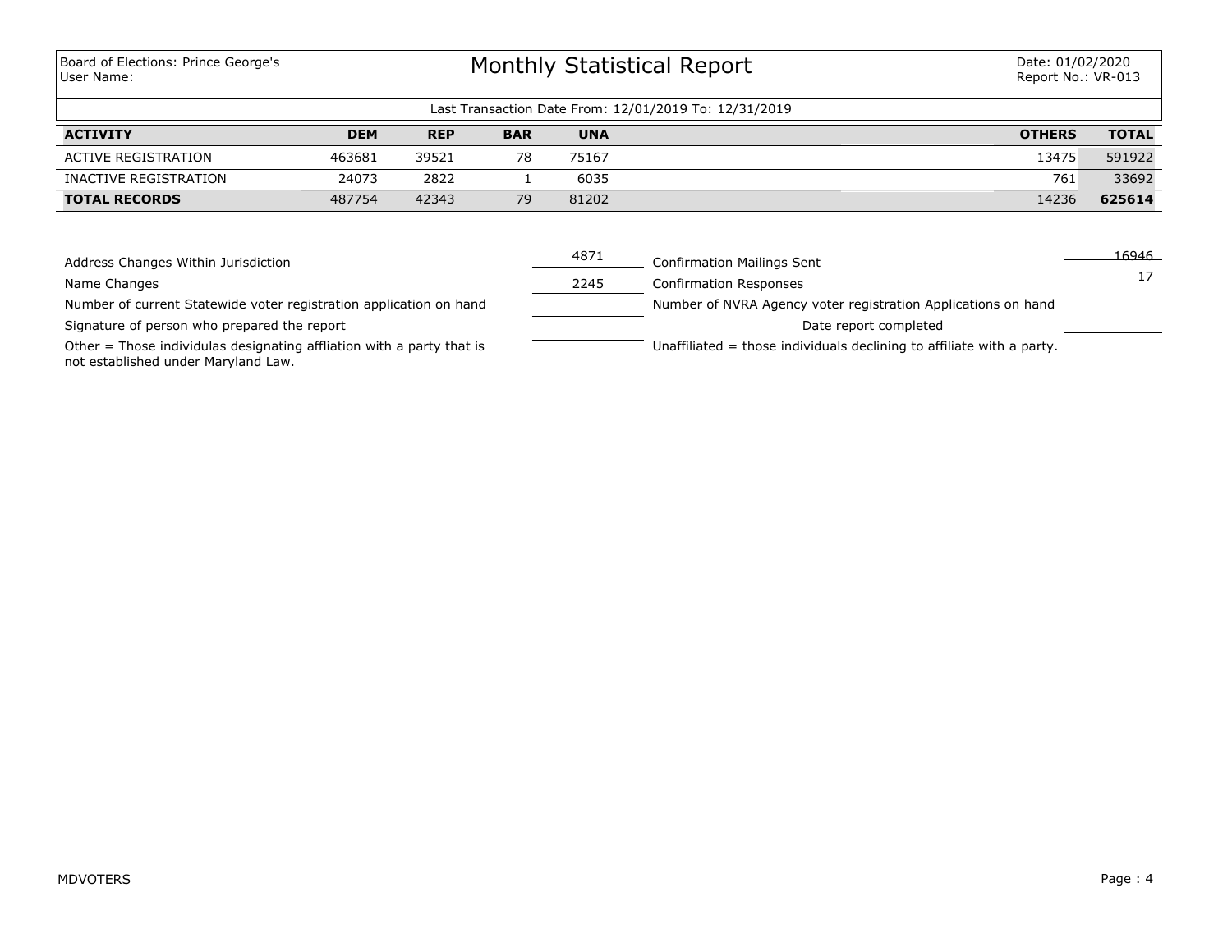Board of Elections: Prince George's
User Name:

# Monthly Statistical Report

Date: 01/02/2020
Report No.: VR-013

Last Transaction Date From: 12/01/2019 To: 12/31/2019

| ACTIVITY | DEM | REP | BAR | UNA | OTHERS | TOTAL |
|---|---|---|---|---|---|---|
| ACTIVE REGISTRATION | 463681 | 39521 | 78 | 75167 | 13475 | 591922 |
| INACTIVE REGISTRATION | 24073 | 2822 | 1 | 6035 | 761 | 33692 |
| **TOTAL RECORDS** | 487754 | 42343 | 79 | 81202 | 14236 | **625614** |

| | | | |
|---|---|---|---|
| Address Changes Within Jurisdiction | 4871 | Confirmation Mailings Sent | 16946 |
| Name Changes | 2245 | Confirmation Responses | 17 |
| Number of current Statewide voter registration application on hand | | Number of NVRA Agency voter registration Applications on hand | |
| Signature of person who prepared the report | | Date report completed | |

Other = Those individulas designating affliation with a party that is not established under Maryland Law.

Unaffiliated = those individuals declining to affiliate with a party.

MDVOTERS